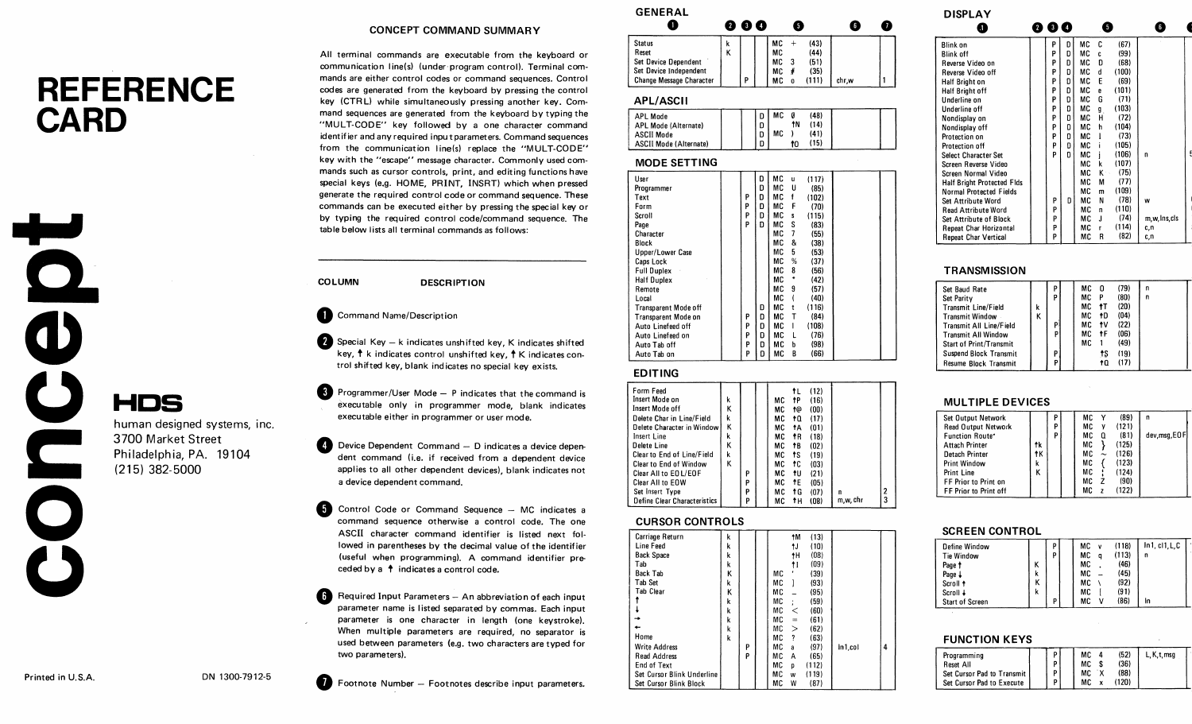# REFERENCE CARD

**concept**

**HDS**

human designed systems, inc.
3700 Market Street
Philadelphia, PA. 19104
(215) 382-5000

Printed in U.S.A.

DN 1300-7912-5

## CONCEPT COMMAND SUMMARY

All terminal commands are executable from the keyboard or communication line(s) (under program control). Terminal commands are either control codes or command sequences. Control codes are generated from the keyboard by pressing the control key (CTRL) while simultaneously pressing another key. Command sequences are generated from the keyboard by typing the "MULT-CODE" key followed by a one character command identifier and any required input parameters. Command sequences from the communication line(s) replace the "MULT-CODE" key with the "escape" message character. Commonly used commands such as cursor controls, print, and editing functions have special keys (e.g. HOME, PRINT, INSRT) which when pressed generate the required control code or command sequence. These commands can be executed either by pressing the special key or by typing the required control code/command sequence. The table below lists all terminal commands as follows:

| COLUMN | DESCRIPTION |
|---|---|
| ❶ | Command Name/Description |
| ❷ | Special Key – k indicates unshifted key, K indicates shifted key, ↑ k indicates control unshifted key, ↑ K indicates control shifted key, blank indicates no special key exists. |
| ❸ | Programmer/User Mode – P indicates that the command is executable only in programmer mode, blank indicates executable either in programmer or user mode. |
| ❹ | Device Dependent Command – D indicates a device dependent command (i.e. if received from a dependent device applies to all other dependent devices), blank indicates not a device dependent command. |
| ❺ | Control Code or Command Sequence – MC indicates a command sequence otherwise a control code. The one ASCII character command identifier is listed next followed in parentheses by the decimal value of the identifier (useful when programming). A command identifier preceded by a ↑ indicates a control code. |
| ❻ | Required Input Parameters – An abbreviation of each input parameter name is listed separated by commas. Each input parameter is one character in length (one keystroke). When multiple parameters are required, no separator is used between parameters (e.g. two characters are typed for two parameters). |
| ❼ | Footnote Number – Footnotes describe input parameters. |

### GENERAL

| ❶ | ❷ | ❸ | ❹ | ❺ | ❻ | ❼ |
|---|---|---|---|---|---|---|
| Status | k | | | MC + (43) | | |
| Reset | K | | | MC , (44) | | |
| Set Device Dependent | | | | MC 3 (51) | | |
| Set Device Independent | | | | MC # (35) | | |
| Change Message Character | | P | | MC o (111) | chr,w | 1 |

### APL/ASCII

| ❶ | ❷ | ❸ | ❹ | ❺ | ❻ | ❼ |
|---|---|---|---|---|---|---|
| APL Mode | | | D | MC 0 (48) | | |
| APL Mode (Alternate) | | | D | ↑N (14) | | |
| ASCII Mode | | | D | MC ) (41) | | |
| ASCII Mode (Alternate) | | | D | ↑O (15) | | |

### MODE SETTING

| ❶ | ❷ | ❸ | ❹ | ❺ | ❻ | ❼ |
|---|---|---|---|---|---|---|
| User | | | D | MC u (117) | | |
| Programmer | | | D | MC U (85) | | |
| Text | | P | D | MC f (102) | | |
| Form | | P | D | MC F (70) | | |
| Scroll | | P | D | MC s (115) | | |
| Page | | P | D | MC S (83) | | |
| Character | | | | MC 7 (55) | | |
| Block | | | | MC & (38) | | |
| Upper/Lower Case | | | | MC 5 (53) | | |
| Caps Lock | | | | MC % (37) | | |
| Full Duplex | | | | MC 8 (56) | | |
| Half Duplex | | | | MC * (42) | | |
| Remote | | | | MC 9 (57) | | |
| Local | | | | MC ( (40) | | |
| Transparent Mode off | | | D | MC t (116) | | |
| Transparent Mode on | | P | D | MC T (84) | | |
| Auto Linefeed off | | P | D | MC l (108) | | |
| Auto Linefeed on | | P | D | MC L (76) | | |
| Auto Tab off | | P | D | MC b (98) | | |
| Auto Tab on | | P | D | MC B (66) | | |

### EDITING

| ❶ | ❷ | ❸ | ❹ | ❺ | ❻ | ❼ |
|---|---|---|---|---|---|---|
| Form Feed | | | | ↑L (12) | | |
| Insert Mode on | k | | | MC ↑P (16) | | |
| Insert Mode off | K | | | MC ↑@ (00) | | |
| Delete Char in Line/Field | k | | | MC ↑Q (17) | | |
| Delete Character in Window | K | | | MC ↑A (01) | | |
| Insert Line | k | | | MC ↑R (18) | | |
| Delete Line | K | | | MC ↑B (02) | | |
| Clear to End of Line/Field | k | | | MC ↑S (19) | | |
| Clear to End of Window | K | | | MC ↑C (03) | | |
| Clear All to EOL/EOF | | P | | MC ↑U (21) | | |
| Clear All to EOW | | P | | MC ↑E (05) | | |
| Set Insert Type | | P | | MC ↑G (07) | n | 2 |
| Define Clear Characteristics | | P | | MC ↑H (08) | m,w, chr | 3 |

### CURSOR CONTROLS

| ❶ | ❷ | ❸ | ❹ | ❺ | ❻ | ❼ |
|---|---|---|---|---|---|---|
| Carriage Return | k | | | ↑M (13) | | |
| Line Feed | k | | | ↑J (10) | | |
| Back Space | k | | | ↑H (08) | | |
| Tab | k | | | ↑I (09) | | |
| Back Tab | K | | | MC ' (39) | | |
| Tab Set | k | | | MC ] (93) | | |
| Tab Clear | K | | | MC _ (95) | | |
| ↑ | k | | | MC ; (59) | | |
| ↓ | k | | | MC < (60) | | |
| → | k | | | MC = (61) | | |
| ← | k | | | MC > (62) | | |
| Home | k | | | MC ? (63) | | |
| Write Address | | P | | MC a (97) | ln1,col | 4 |
| Read Address | | P | | MC A (65) | | |
| End of Text | | | | MC p (112) | | |
| Set Cursor Blink Underline | | | | MC w (119) | | |
| Set Cursor Blink Block | | | | MC W (87) | | |

### DISPLAY

| ❶ | ❷ | ❸ | ❹ | ❺ | ❻ |
|---|---|---|---|---|---|
| Blink on | | P | D | MC C (67) | |
| Blink off | | P | D | MC c (99) | |
| Reverse Video on | | P | D | MC D (68) | |
| Reverse Video off | | P | D | MC d (100) | |
| Half Bright on | | P | D | MC E (69) | |
| Half Bright off | | P | D | MC e (101) | |
| Underline on | | P | D | MC G (71) | |
| Underline off | | P | D | MC g (103) | |
| Nondisplay on | | P | D | MC H (72) | |
| Nondisplay off | | P | D | MC h (104) | |
| Protection on | | P | D | MC I (73) | |
| Protection off | | P | D | MC i (105) | |
| Select Character Set | | P | D | MC j (106) | n |
| Screen Reverse Video | | | | MC k (107) | |
| Screen Normal Video | | | | MC K (75) | |
| Half Bright Protected Flds | | | | MC M (77) | |
| Normal Protected Fields | | | | MC m (109) | |
| Set Attribute Word | | P | D | MC N (78) | w |
| Read Attribute Word | | P | | MC n (110) | |
| Set Attribute of Block | | P | | MC J (74) | m,w,lns,cls |
| Repeat Char Horizontal | | P | | MC r (114) | c,n |
| Repeat Char Vertical | | P | | MC R (82) | c,n |

### TRANSMISSION

| ❶ | ❷ | ❸ | ❹ | ❺ | ❻ |
|---|---|---|---|---|---|
| Set Baud Rate | | P | | MC O (79) | n |
| Set Parity | | P | | MC P (80) | n |
| Transmit Line/Field | k | | | MC ↑T (20) | |
| Transmit Window | K | | | MC ↑D (04) | |
| Transmit All Line/Field | | P | | MC ↑V (22) | |
| Transmit All Window | | P | | MC ↑F (06) | |
| Start of Print/Transmit | | | | MC 1 (49) | |
| Suspend Block Transmit | | P | | ↑S (19) | |
| Resume Block Transmit | | P | | ↑Q (17) | |

### MULTIPLE DEVICES

| ❶ | ❷ | ❸ | ❹ | ❺ | ❻ |
|---|---|---|---|---|---|
| Set Output Network | | P | | MC Y (89) | n |
| Read Output Network | | P | | MC y (121) | |
| Function Route* | | P | | MC Q (81) | dev,msg,EOF |
| Attach Printer | ↑k | | | MC } (125) | |
| Detach Printer | ↑K | | | MC ~ (126) | |
| Print Window | K | | | MC { (123) | |
| Print Line | k | | | MC ¦ (124) | |
| FF Prior to Print on | | | | MC Z (90) | |
| FF Prior to Print off | | | | MC z (122) | |

### SCREEN CONTROL

| ❶ | ❷ | ❸ | ❹ | ❺ | ❻ |
|---|---|---|---|---|---|
| Define Window | | P | | MC v (118) | ln1, cl1,L,C |
| Tie Window | | P | | MC q (113) | n |
| Page ↑ | K | | | MC . (46) | |
| Page ↓ | k | | | MC – (45) | |
| Scroll ↑ | K | | | MC \ (92) | |
| Scroll ↓ | k | | | MC \| (91) | |
| Start of Screen | | P | | MC V (86) | ln |

### FUNCTION KEYS

| ❶ | ❷ | ❸ | ❹ | ❺ | ❻ |
|---|---|---|---|---|---|
| Programming | | P | | MC 4 (52) | L,K,t,msg |
| Reset All | | P | | MC $ (36) | |
| Set Cursor Pad to Transmit | | P | | MC X (88) | |
| Set Cursor Pad to Execute | | P | | MC x (120) | |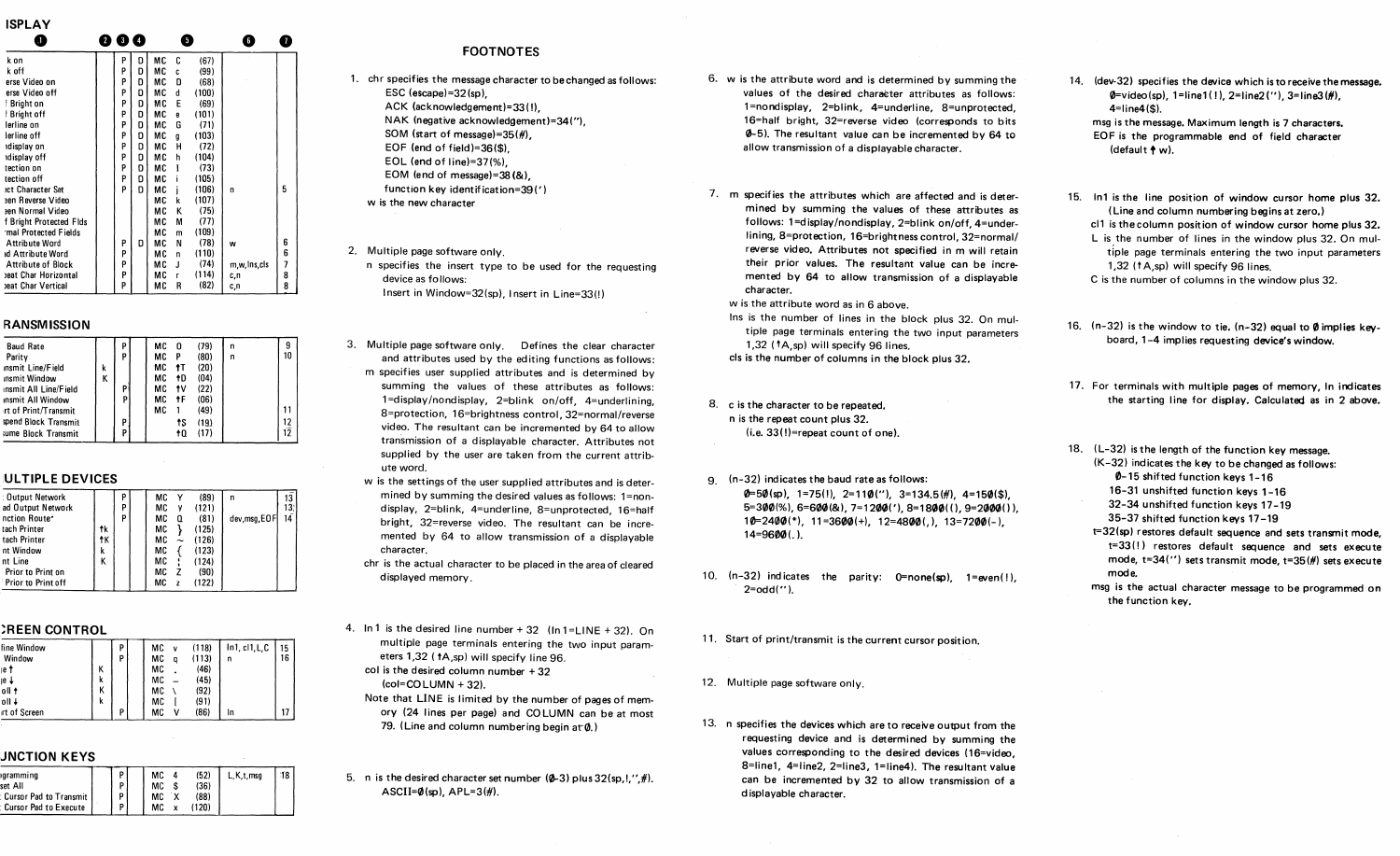## ISPLAY

| ❶ | ❷ | ❸ | ❹ | ❺ | ❻ | ❼ |
|---|---|---|---|---|---|---|
| k on | | P | D | MC C (67) | | |
| k off | | P | D | MC c (99) | | |
| erse Video on | | P | D | MC D (68) | | |
| erse Video off | | P | D | MC d (100) | | |
| Bright on | | P | D | MC E (69) | | |
| Bright off | | P | D | MC e (101) | | |
| lerline on | | P | D | MC G (71) | | |
| lerline off | | P | D | MC g (103) | | |
| ıdisplay on | | P | D | MC H (72) | | |
| ıdisplay off | | P | D | MC h (104) | | |
| tection on | | P | D | MC I (73) | | |
| tection off | | P | D | MC i (105) | | |
| ect Character Set | | P | D | MC j (106) | n | 5 |
| een Reverse Video | | | | MC k (107) | | |
| een Normal Video | | | | MC K (75) | | |
| f Bright Protected Flds | | | | MC M (77) | | |
| rmal Protected Fields | | | | MC m (109) | | |
| Attribute Word | | P | D | MC N (78) | w | 6 |
| d Attribute Word | | P | | MC n (110) | | 6 |
| Attribute of Block | | P | | MC J (74) | m,w,lns,cls | 7 |
| eat Char Horizontal | | P | | MC r (114) | c,n | 8 |
| eat Char Vertical | | P | | MC R (82) | c,n | 8 |

## RANSMISSION

| | | | | | | |
|---|---|---|---|---|---|---|
| Baud Rate | | P | | MC 0 (79) | n | 9 |
| Parity | | P | | MC P (80) | n | 10 |
| nsmit Line/Field | k | | | MC ↑T (20) | | |
| nsmit Window | K | | | MC ↑D (04) | | |
| nsmit All Line/Field | | P | | MC ↑V (22) | | |
| nsmit All Window | | P | | MC ↑F (06) | | |
| rt of Print/Transmit | | | | MC 1 (49) | | 11 |
| spend Block Transmit | | P | | ↑S (19) | | 12 |
| sume Block Transmit | | P | | ↑Q (17) | | 12 |

## ULTIPLE DEVICES

| | | | | | | |
|---|---|---|---|---|---|---|
| Output Network | | P | | MC Y (89) | n | 13 |
| ad Output Network | | P | | MC y (121) | | 13 |
| nction Route* | | P | | MC Q (81) | dev,msg,EOF | 14 |
| tach Printer | ↑k | | | MC } (125) | | |
| tach Printer | ↑K | | | MC ~ (126) | | |
| nt Window | k | | | MC { (123) | | |
| nt Line | K | | | MC ¦ (124) | | |
| Prior to Print on | | | | MC Z (90) | | |
| Prior to Print off | | | | MC z (122) | | |

## CREEN CONTROL

| | | | | | | |
|---|---|---|---|---|---|---|
| line Window | | P | | MC v (118) | ln1, cl1, L, C | 15 |
| Window | | P | | MC q (113) | n | 16 |
| le ↑ | K | | | MC . (46) | | |
| le ↓ | k | | | MC – (45) | | |
| oll ↑ | K | | | MC \ (92) | | |
| oll ↓ | k | | | MC [ (91) | | |
| rt of Screen | | P | | MC V (86) | ln | 17 |

## UNCTION KEYS

| | | | | | | |
|---|---|---|---|---|---|---|
| gramming | | P | | MC 4 (52) | L,K,t,msg | 18 |
| set All | | P | | MC $ (36) | | |
| Cursor Pad to Transmit | | P | | MC X (88) | | |
| Cursor Pad to Execute | | P | | MC x (120) | | |

## FOOTNOTES

1. chr specifies the message character to be changed as follows:
   ESC (escape)=32(sp),
   ACK (acknowledgement)=33(!),
   NAK (negative acknowledgement)=34("),
   SOM (start of message)=35(#),
   EOF (end of field)=36($),
   EOL (end of line)=37(%),
   EOM (end of message)=38(&),
   function key identification=39(')
   
   w is the new character

2. Multiple page software only.
   n specifies the insert type to be used for the requesting device as follows:
   Insert in Window=32(sp), Insert in Line=33(!)

3. Multiple page software only. Defines the clear character and attributes used by the editing functions as follows:
   m specifies user supplied attributes and is determined by summing the values of these attributes as follows: 1=display/nondisplay, 2=blink on/off, 4=underlining, 8=protection, 16=brightness control, 32=normal/reverse video. The resultant can be incremented by 64 to allow transmission of a displayable character. Attributes not supplied by the user are taken from the current attribute word.
   w is the settings of the user supplied attributes and is determined by summing the desired values as follows: 1=nondisplay, 2=blink, 4=underline, 8=unprotected, 16=half bright, 32=reverse video. The resultant can be incremented by 64 to allow transmission of a displayable character.
   chr is the actual character to be placed in the area of cleared displayed memory.

4. ln1 is the desired line number + 32 (ln1=LINE + 32). On multiple page terminals entering the two input parameters 1,32 (↑A,sp) will specify line 96.
   col is the desired column number + 32 (col=COLUMN + 32).
   Note that LINE is limited by the number of pages of memory (24 lines per page) and COLUMN can be at most 79. (Line and column numbering begin at Ø.)

5. n is the desired character set number (Ø-3) plus 32(sp,!,",#). ASCII=Ø(sp), APL=3(#).

6. w is the attribute word and is determined by summing the values of the desired character attributes as follows: 1=nondisplay, 2=blink, 4=underline, 8=unprotected, 16=half bright, 32=reverse video (corresponds to bits Ø-5). The resultant value can be incremented by 64 to allow transmission of a displayable character.

7. m specifies the attributes which are affected and is determined by summing the values of these attributes as follows: 1=display/nondisplay, 2=blink on/off, 4=underlining, 8=protection, 16=brightness control, 32=normal/reverse video. Attributes not specified in m will retain their prior values. The resultant can be incremented by 64 to allow transmission of a displayable character.
   w is the attribute word as in 6 above.
   lns is the number of lines in the block plus 32. On multiple page terminals entering the two input parameters 1,32 (↑A,sp) will specify 96 lines.
   cls is the number of columns in the block plus 32.

8. c is the character to be repeated.
   n is the repeat count plus 32.
   (i.e. 33(!)=repeat count of one).

9. (n-32) indicates the baud rate as follows:
   Ø=5Ø(sp), 1=75(!), 2=11Ø("), 3=134.5(#), 4=15Ø($), 5=3ØØ(%), 6=6ØØ(&), 7=12ØØ('), 8=18ØØ((), 9=2ØØØ()), 1Ø=24ØØ(*), 11=36ØØ(+), 12=48ØØ(,), 13=72ØØ(-), 14=96ØØ(.).

10. (n-32) indicates the parity: Ø=none(sp), 1=even(!), 2=odd(").

11. Start of print/transmit is the current cursor position.

12. Multiple page software only.

13. n specifies the devices which are to receive output from the requesting device and is determined by summing the values corresponding to the desired devices (16=video, 8=line1, 4=line2, 2=line3, 1=line4). The resultant value can be incremented by 32 to allow transmission of a displayable character.

14. (dev-32) specifies the device which is to receive the message. Ø=video(sp), 1=line1(!), 2=line2("), 3=line3(#), 4=line4($).
    msg is the message. Maximum length is 7 characters.
    EOF is the programmable end of field character (default ↑ w).

15. ln1 is the line position of window cursor home plus 32. (Line and column numbering begins at zero.)
    cl1 is the column position of window cursor home plus 32.
    L is the number of lines in the window plus 32. On multiple page terminals entering the two input parameters 1,32 (↑A,sp) will specify 96 lines.
    C is the number of columns in the window plus 32.

16. (n-32) is the window to tie. (n-32) equal to Ø implies keyboard, 1-4 implies requesting device's window.

17. For terminals with multiple pages of memory, ln indicates the starting line for display. Calculated as in 2 above.

18. (L-32) is the length of the function key message.
    (K-32) indicates the key to be changed as follows:
    Ø-15 shifted function keys 1-16
    16-31 unshifted function keys 1-16
    32-34 unshifted function keys 17-19
    35-37 shifted function keys 17-19
    t=32(sp) restores default sequence and sets transmit mode, t=33(!) restores default sequence and sets execute mode, t=34(") sets transmit mode, t=35(#) sets execute mode.
    msg is the actual character message to be programmed on the function key.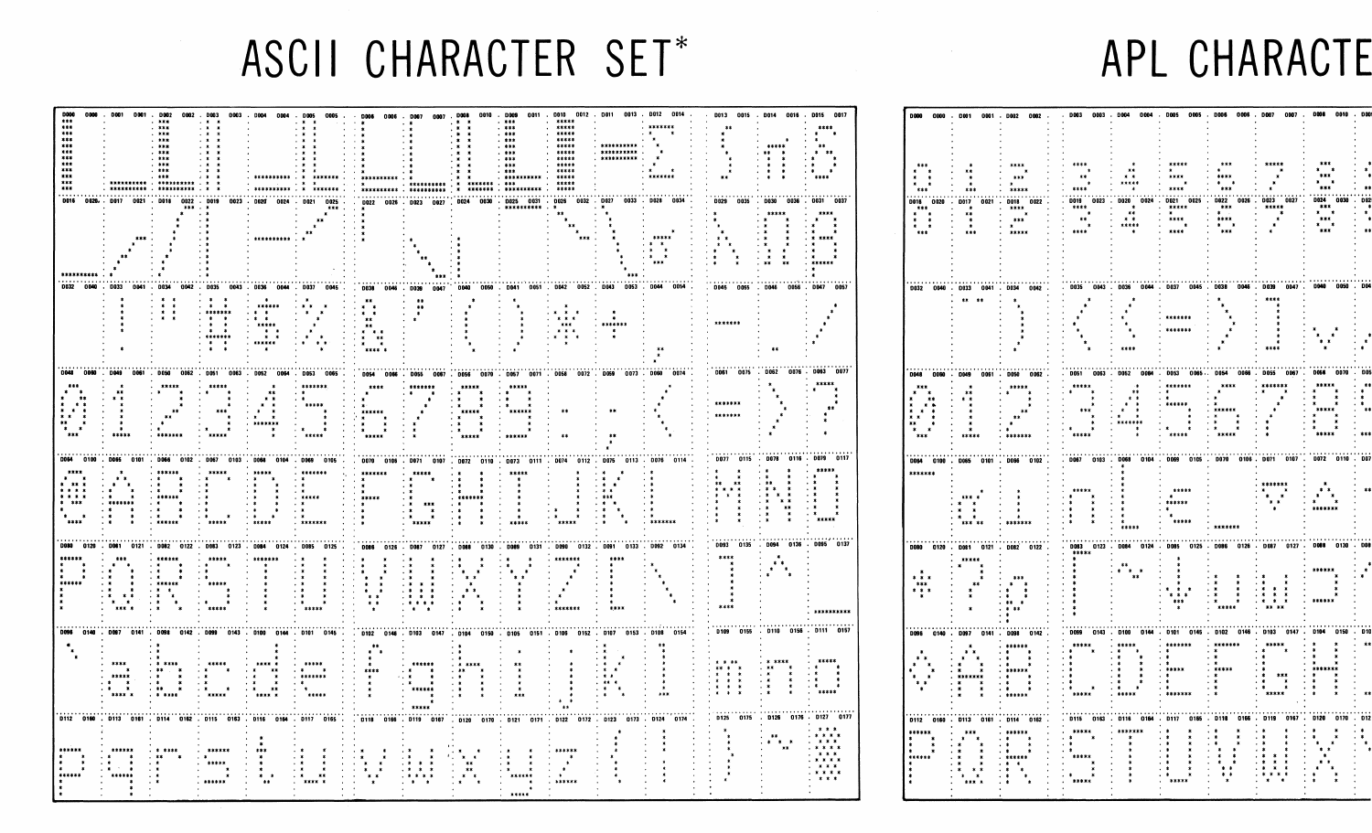# ASCII CHARACTER SET*

| | | | | | | | | | | | | | | | |
|---|---|---|---|---|---|---|---|---|---|---|---|---|---|---|---|
| 0000 0000 | 0001 0001 | 0002 0002 | 0003 0003 | 0004 0004 | 0005 0005 | 0006 0006 | 0007 0007 | 0008 0010 | 0009 0011 | 0010 0012 | 0011 0013 | 0012 0014 | 0013 0015 | 0014 0016 | 0015 0017 |
| 0016 0020 | 0017 0021 | 0018 0022 | 0019 0023 | 0020 0024 | 0021 0025 | 0022 0026 | 0023 0027 | 0024 0030 | 0025 0031 | 0026 0032 | 0027 0033 | 0028 0034 | 0029 0035 | 0030 0036 | 0031 0037 |
| 0032 0040 | 0033 0041 ! | 0034 0042 " | 0035 0043 # | 0036 0044 $ | 0037 0045 % | 0038 0046 & | 0039 0047 ' | 0040 0050 ( | 0041 0051 ) | 0042 0052 * | 0043 0053 + | 0044 0054 , | 0045 0055 - | 0046 0056 . | 0047 0057 / |
| 0048 0060 0 | 0049 0061 1 | 0050 0062 2 | 0051 0063 3 | 0052 0064 4 | 0053 0065 5 | 0054 0066 6 | 0055 0067 7 | 0056 0070 8 | 0057 0071 9 | 0058 0072 : | 0059 0073 ; | 0060 0074 < | 0061 0075 = | 0062 0076 > | 0063 0077 ? |
| 0064 0100 @ | 0065 0101 A | 0066 0102 B | 0067 0103 C | 0068 0104 D | 0069 0105 E | 0070 0106 F | 0071 0107 G | 0072 0110 H | 0073 0111 I | 0074 0112 J | 0075 0113 K | 0076 0114 L | 0077 0115 M | 0078 0116 N | 0079 0117 O |
| 0080 0120 P | 0081 0121 Q | 0082 0122 R | 0083 0123 S | 0084 0124 T | 0085 0125 U | 0086 0126 V | 0087 0127 W | 0088 0130 X | 0089 0131 Y | 0090 0132 Z | 0091 0133 [ | 0092 0134 \ | 0093 0135 ] | 0094 0136 ^ | 0095 0137 _ |
| 0096 0140 ` | 0097 0141 a | 0098 0142 b | 0099 0143 c | 0100 0144 d | 0101 0145 e | 0102 0146 f | 0103 0147 g | 0104 0150 h | 0105 0151 i | 0106 0152 j | 0107 0153 k | 0108 0154 l | 0109 0155 m | 0110 0156 n | 0111 0157 o |
| 0112 0160 p | 0113 0161 q | 0114 0162 r | 0115 0163 s | 0116 0164 t | 0117 0165 u | 0118 0166 v | 0119 0167 w | 0120 0170 x | 0121 0171 y | 0122 0172 z | 0123 0173 { | 0124 0174 \| | 0125 0175 } | 0126 0176 ~ | 0127 0177 |

# APL CHARACTE

| | | | | | | | | | |
|---|---|---|---|---|---|---|---|---|---|
| 0000 0000 0 | 0001 0001 1 | 0002 0002 2 | 0003 0003 3 | 0004 0004 4 | 0005 0005 5 | 0006 0006 6 | 0007 0007 7 | 0008 0010 8 | 0009 |
| 0016 0020 0 | 0017 0021 1 | 0018 0022 2 | 0019 0023 3 | 0020 0024 4 | 0021 0025 5 | 0022 0026 6 | 0023 0027 7 | 0024 0030 8 | 0025 |
| 0032 0040 | 0033 0041 ¨ | 0034 0042 ) | 0035 0043 < | 0036 0044 ≤ | 0037 0045 = | 0038 0046 > | 0039 0047 ] | 0040 0050 ∨ | 0041 |
| 0048 0060 0 | 0049 0061 1 | 0050 0062 2 | 0051 0063 3 | 0052 0064 4 | 0053 0065 5 | 0054 0066 6 | 0055 0067 7 | 0056 0070 8 | 0057 |
| 0064 0100 ¯ | 0065 0101 α | 0066 0102 ⊥ | 0067 0103 ∩ | 0068 0104 ⌊ | 0069 0105 ∈ | 0070 0106 _ | 0071 0107 ∇ | 0072 0110 ∆ | 0073 |
| 0080 0120 * | 0081 0121 ? | 0082 0122 ⍴ | 0083 0123 ⌈ | 0084 0124 ~ | 0085 0125 ↓ | 0086 0126 ∪ | 0087 0127 ⍵ | 0088 0130 ⊃ | 0089 |
| 0096 0140 ◇ | 0097 0141 A | 0098 0142 B | 0099 0143 C | 0100 0144 D | 0101 0145 E | 0102 0146 F | 0103 0147 G | 0104 0150 H | 0105 |
| 0112 0160 P | 0113 0161 Q | 0114 0162 R | 0115 0163 S | 0116 0164 T | 0117 0165 U | 0118 0166 V | 0119 0167 W | 0120 0170 X | 0121 |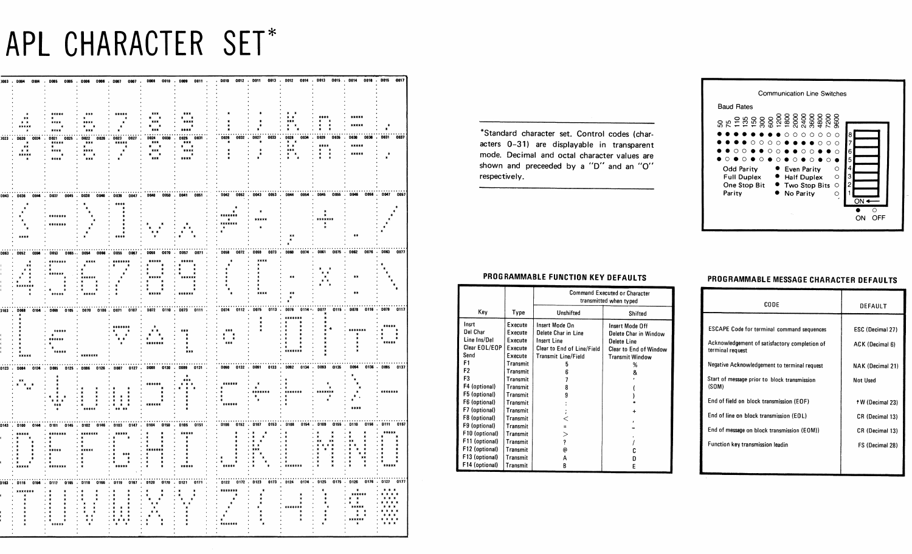# APL CHARACTER SET*

*Standard character set. Control codes (characters 0–31) are displayable in transparent mode. Decimal and octal character values are shown and preceeded by a "D" and an "O" respectively.

Communication Line Switches

Baud Rates

50 75 110 135 150 300 600 1200 1800 2000 2400 3600 4800 7200 9600

| | |
|---|---|
| Odd Parity ● Even Parity ○ | 4 |
| Full Duplex ● Half Duplex ○ | 3 |
| One Stop Bit ● Two Stop Bits ○ | 2 |
| Parity ● No Parity ○ | 1 |

ON ←

● ON ○ OFF

## PROGRAMMABLE FUNCTION KEY DEFAULTS

| Key | Type | Command Executed or Character transmitted when typed | |
|---|---|---|---|
| | | Unshifted | Shifted |
| Insrt | Execute | Insert Mode On | Insert Mode Off |
| Del Char | Execute | Delete Char in Line | Delete Char in Window |
| Line Ins/Del | Execute | Insert Line | Delete Line |
| Clear EOL/EOP | Execute | Clear to End of Line/Field | Clear to End of Window |
| Send | Execute | Transmit Line/Field | Transmit Window |
| F1 | Transmit | 5 | % |
| F2 | Transmit | 6 | & |
| F3 | Transmit | 7 | ' |
| F4 (optional) | Transmit | 8 | ( |
| F5 (optional) | Transmit | 9 | ) |
| F6 (optional) | Transmit | : | * |
| F7 (optional) | Transmit | ; | + |
| F8 (optional) | Transmit | < | , |
| F9 (optional) | Transmit | = | - |
| F10 (optional) | Transmit | > | . |
| F11 (optional) | Transmit | ? | / |
| F12 (optional) | Transmit | @ | C |
| F13 (optional) | Transmit | A | D |
| F14 (optional) | Transmit | B | E |

## PROGRAMMABLE MESSAGE CHARACTER DEFAULTS

| CODE | DEFAULT |
|---|---|
| ESCAPE Code for terminal command sequences | ESC (Decimal 27) |
| Acknowledgement of satisfactory completion of terminal request | ACK (Decimal 6) |
| Negative Acknowledgement to terminal request | NAK (Decimal 21) |
| Start of message prior to block transmission (SOM) | Not Used |
| End of field on block transmission (EOF) | ↑W (Decimal 23) |
| End of line on block transmission (EOL) | CR (Decimal 13) |
| End of message on block transmission (EOM)) | CR (Decimal 13) |
| Function key transmission leadin | FS (Decimal 28) |